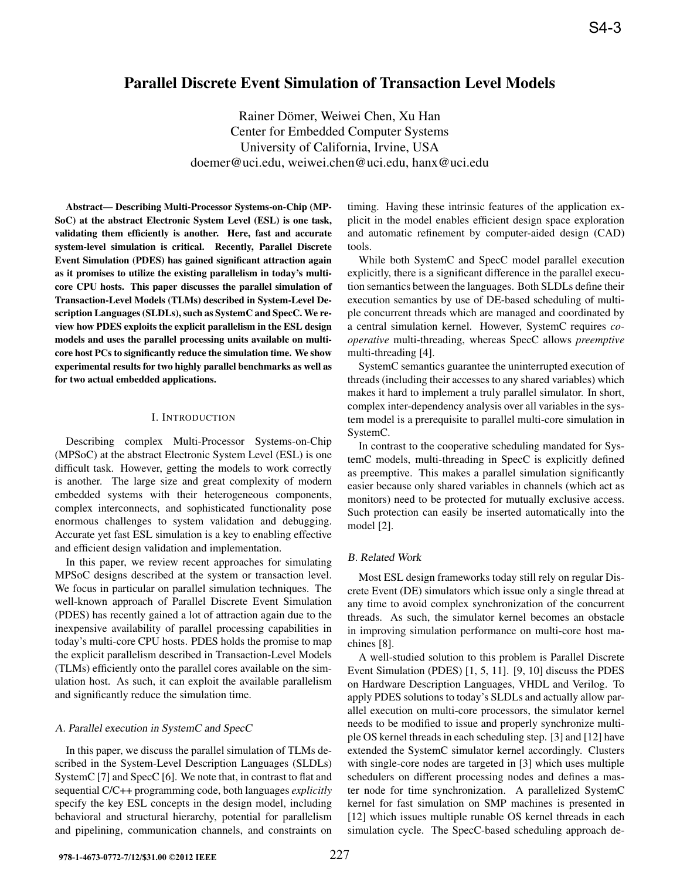# Parallel Discrete Event Simulation of Transaction Level Models

Rainer Dömer, Weiwei Chen, Xu Han
Center for Embedded Computer Systems
University of California, Irvine, USA
doemer@uci.edu, weiwei.chen@uci.edu, hanx@uci.edu

**Abstract— Describing Multi-Processor Systems-on-Chip (MPSoC) at the abstract Electronic System Level (ESL) is one task, validating them efficiently is another. Here, fast and accurate system-level simulation is critical. Recently, Parallel Discrete Event Simulation (PDES) has gained significant attraction again as it promises to utilize the existing parallelism in today's multicore CPU hosts. This paper discusses the parallel simulation of Transaction-Level Models (TLMs) described in System-Level Description Languages (SLDLs), such as SystemC and SpecC. We review how PDES exploits the explicit parallelism in the ESL design models and uses the parallel processing units available on multicore host PCs to significantly reduce the simulation time. We show experimental results for two highly parallel benchmarks as well as for two actual embedded applications.**

## I. Introduction

Describing complex Multi-Processor Systems-on-Chip (MPSoC) at the abstract Electronic System Level (ESL) is one difficult task. However, getting the models to work correctly is another. The large size and great complexity of modern embedded systems with their heterogeneous components, complex interconnects, and sophisticated functionality pose enormous challenges to system validation and debugging. Accurate yet fast ESL simulation is a key to enabling effective and efficient design validation and implementation.

In this paper, we review recent approaches for simulating MPSoC designs described at the system or transaction level. We focus in particular on parallel simulation techniques. The well-known approach of Parallel Discrete Event Simulation (PDES) has recently gained a lot of attraction again due to the inexpensive availability of parallel processing capabilities in today's multi-core CPU hosts. PDES holds the promise to map the explicit parallelism described in Transaction-Level Models (TLMs) efficiently onto the parallel cores available on the simulation host. As such, it can exploit the available parallelism and significantly reduce the simulation time.

### A. Parallel execution in SystemC and SpecC

In this paper, we discuss the parallel simulation of TLMs described in the System-Level Description Languages (SLDLs) SystemC [7] and SpecC [6]. We note that, in contrast to flat and sequential C/C++ programming code, both languages *explicitly* specify the key ESL concepts in the design model, including behavioral and structural hierarchy, potential for parallelism and pipelining, communication channels, and constraints on timing. Having these intrinsic features of the application explicit in the model enables efficient design space exploration and automatic refinement by computer-aided design (CAD) tools.

While both SystemC and SpecC model parallel execution explicitly, there is a significant difference in the parallel execution semantics between the languages. Both SLDLs define their execution semantics by use of DE-based scheduling of multiple concurrent threads which are managed and coordinated by a central simulation kernel. However, SystemC requires *cooperative* multi-threading, whereas SpecC allows *preemptive* multi-threading [4].

SystemC semantics guarantee the uninterrupted execution of threads (including their accesses to any shared variables) which makes it hard to implement a truly parallel simulator. In short, complex inter-dependency analysis over all variables in the system model is a prerequisite to parallel multi-core simulation in SystemC.

In contrast to the cooperative scheduling mandated for SystemC models, multi-threading in SpecC is explicitly defined as preemptive. This makes a parallel simulation significantly easier because only shared variables in channels (which act as monitors) need to be protected for mutually exclusive access. Such protection can easily be inserted automatically into the model [2].

### B. Related Work

Most ESL design frameworks today still rely on regular Discrete Event (DE) simulators which issue only a single thread at any time to avoid complex synchronization of the concurrent threads. As such, the simulator kernel becomes an obstacle in improving simulation performance on multi-core host machines [8].

A well-studied solution to this problem is Parallel Discrete Event Simulation (PDES) [1, 5, 11]. [9, 10] discuss the PDES on Hardware Description Languages, VHDL and Verilog. To apply PDES solutions to today's SLDLs and actually allow parallel execution on multi-core processors, the simulator kernel needs to be modified to issue and properly synchronize multiple OS kernel threads in each scheduling step. [3] and [12] have extended the SystemC simulator kernel accordingly. Clusters with single-core nodes are targeted in [3] which uses multiple schedulers on different processing nodes and defines a master node for time synchronization. A parallelized SystemC kernel for fast simulation on SMP machines is presented in [12] which issues multiple runable OS kernel threads in each simulation cycle. The SpecC-based scheduling approach de-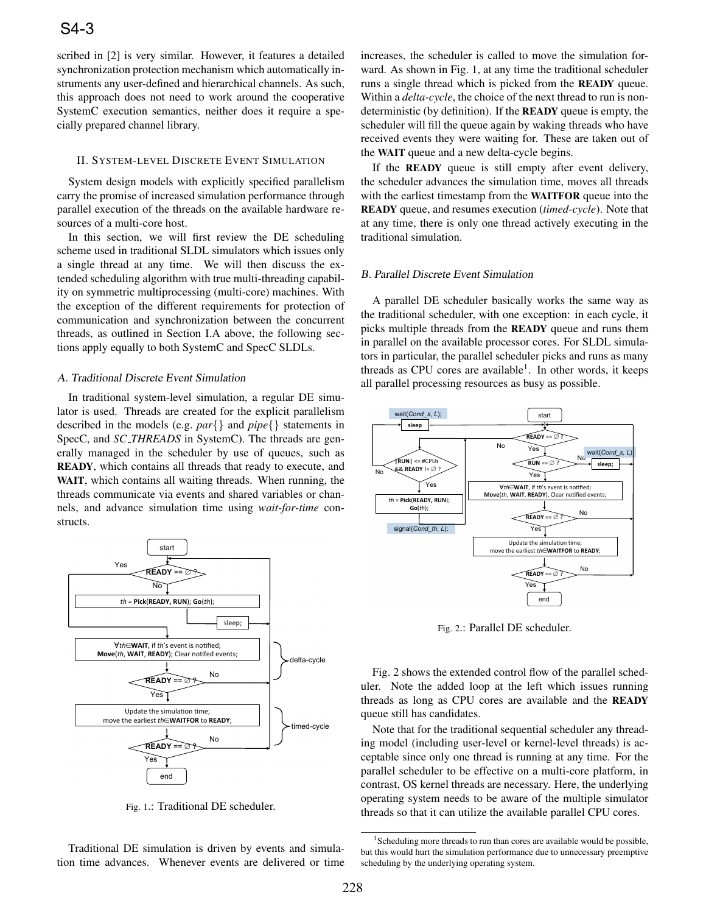scribed in [2] is very similar. However, it features a detailed synchronization protection mechanism which automatically instruments any user-defined and hierarchical channels. As such, this approach does not need to work around the cooperative SystemC execution semantics, neither does it require a specially prepared channel library.

## II. System-level Discrete Event Simulation

System design models with explicitly specified parallelism carry the promise of increased simulation performance through parallel execution of the threads on the available hardware resources of a multi-core host.

In this section, we will first review the DE scheduling scheme used in traditional SLDL simulators which issues only a single thread at any time. We will then discuss the extended scheduling algorithm with true multi-threading capability on symmetric multiprocessing (multi-core) machines. With the exception of the different requirements for protection of communication and synchronization between the concurrent threads, as outlined in Section I.A above, the following sections apply equally to both SystemC and SpecC SLDLs.

### A. Traditional Discrete Event Simulation

In traditional system-level simulation, a regular DE simulator is used. Threads are created for the explicit parallelism described in the models (e.g. *par*{} and *pipe*{} statements in SpecC, and *SC_THREADS* in SystemC). The threads are generally managed in the scheduler by use of queues, such as **READY**, which contains all threads that ready to execute, and **WAIT**, which contains all waiting threads. When running, the threads communicate via events and shared variables or channels, and advance simulation time using *wait-for-time* constructs.

Fig. 1.: Traditional DE scheduler.

Traditional DE simulation is driven by events and simulation time advances. Whenever events are delivered or time increases, the scheduler is called to move the simulation forward. As shown in Fig. 1, at any time the traditional scheduler runs a single thread which is picked from the **READY** queue. Within a *delta-cycle*, the choice of the next thread to run is non-deterministic (by definition). If the **READY** queue is empty, the scheduler will fill the queue again by waking threads who have received events they were waiting for. These are taken out of the **WAIT** queue and a new delta-cycle begins.

If the **READY** queue is still empty after event delivery, the scheduler advances the simulation time, moves all threads with the earliest timestamp from the **WAITFOR** queue into the **READY** queue, and resumes execution (*timed-cycle*). Note that at any time, there is only one thread actively executing in the traditional simulation.

### B. Parallel Discrete Event Simulation

A parallel DE scheduler basically works the same way as the traditional scheduler, with one exception: in each cycle, it picks multiple threads from the **READY** queue and runs them in parallel on the available processor cores. For SLDL simulators in particular, the parallel scheduler picks and runs as many threads as CPU cores are available[1]. In other words, it keeps all parallel processing resources as busy as possible.

Fig. 2.: Parallel DE scheduler.

Fig. 2 shows the extended control flow of the parallel scheduler. Note the added loop at the left which issues running threads as long as CPU cores are available and the **READY** queue still has candidates.

Note that for the traditional sequential scheduler any threading model (including user-level or kernel-level threads) is acceptable since only one thread is running at any time. For the parallel scheduler to be effective on a multi-core platform, in contrast, OS kernel threads are necessary. Here, the underlying operating system needs to be aware of the multiple simulator threads so that it can utilize the available parallel CPU cores.

[1] Scheduling more threads to run than cores are available would be possible, but this would hurt the simulation performance due to unnecessary preemptive scheduling by the underlying operating system.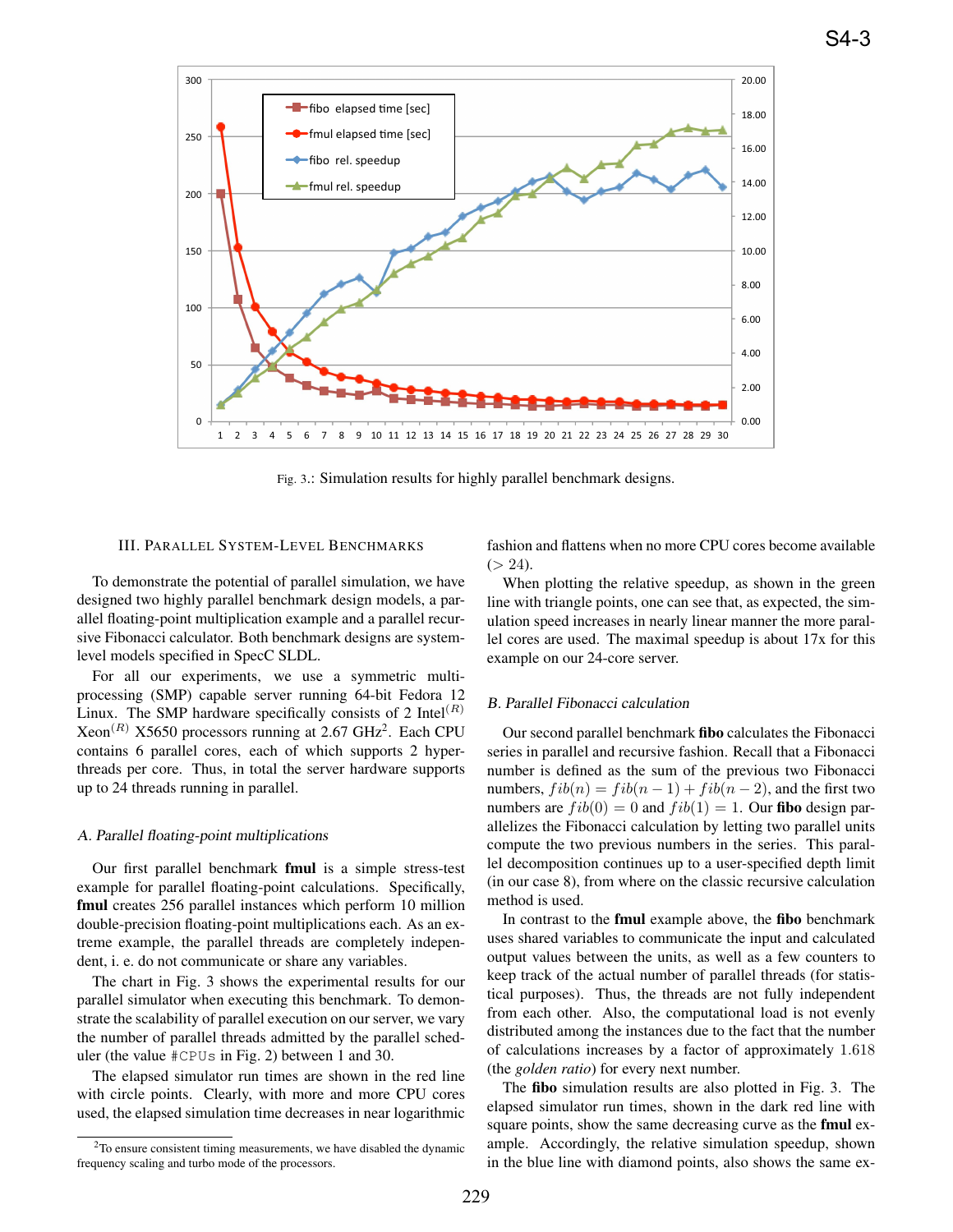Fig. 3.: Simulation results for highly parallel benchmark designs.

## III. Parallel System-Level Benchmarks

To demonstrate the potential of parallel simulation, we have designed two highly parallel benchmark design models, a parallel floating-point multiplication example and a parallel recursive Fibonacci calculator. Both benchmark designs are system-level models specified in SpecC SLDL.

For all our experiments, we use a symmetric multiprocessing (SMP) capable server running 64-bit Fedora 12 Linux. The SMP hardware specifically consists of 2 Intel$^{(R)}$ Xeon$^{(R)}$ X5650 processors running at 2.67 GHz[2]. Each CPU contains 6 parallel cores, each of which supports 2 hyperthreads per core. Thus, in total the server hardware supports up to 24 threads running in parallel.

### A. Parallel floating-point multiplications

Our first parallel benchmark **fmul** is a simple stress-test example for parallel floating-point calculations. Specifically, **fmul** creates 256 parallel instances which perform 10 million double-precision floating-point multiplications each. As an extreme example, the parallel threads are completely independent, i. e. do not communicate or share any variables.

The chart in Fig. 3 shows the experimental results for our parallel simulator when executing this benchmark. To demonstrate the scalability of parallel execution on our server, we vary the number of parallel threads admitted by the parallel scheduler (the value `#CPUs` in Fig. 2) between 1 and 30.

The elapsed simulator run times are shown in the red line with circle points. Clearly, with more and more CPU cores used, the elapsed simulation time decreases in near logarithmic fashion and flattens when no more CPU cores become available ($> 24$).

When plotting the relative speedup, as shown in the green line with triangle points, one can see that, as expected, the simulation speed increases in nearly linear manner the more parallel cores are used. The maximal speedup is about 17x for this example on our 24-core server.

### B. Parallel Fibonacci calculation

Our second parallel benchmark **fibo** calculates the Fibonacci series in parallel and recursive fashion. Recall that a Fibonacci number is defined as the sum of the previous two Fibonacci numbers, $fib(n) = fib(n-1) + fib(n-2)$, and the first two numbers are $fib(0) = 0$ and $fib(1) = 1$. Our **fibo** design parallelizes the Fibonacci calculation by letting two parallel units compute the two previous numbers in the series. This parallel decomposition continues up to a user-specified depth limit (in our case 8), from where on the classic recursive calculation method is used.

In contrast to the **fmul** example above, the **fibo** benchmark uses shared variables to communicate the input and calculated output values between the units, as well as a few counters to keep track of the actual number of parallel threads (for statistical purposes). Thus, the threads are not fully independent from each other. Also, the computational load is not evenly distributed among the instances due to the fact that the number of calculations increases by a factor of approximately 1.618 (the *golden ratio*) for every next number.

The **fibo** simulation results are also plotted in Fig. 3. The elapsed simulator run times, shown in the dark red line with square points, show the same decreasing curve as the **fmul** example. Accordingly, the relative simulation speedup, shown in the blue line with diamond points, also shows the same ex-

[2] To ensure consistent timing measurements, we have disabled the dynamic frequency scaling and turbo mode of the processors.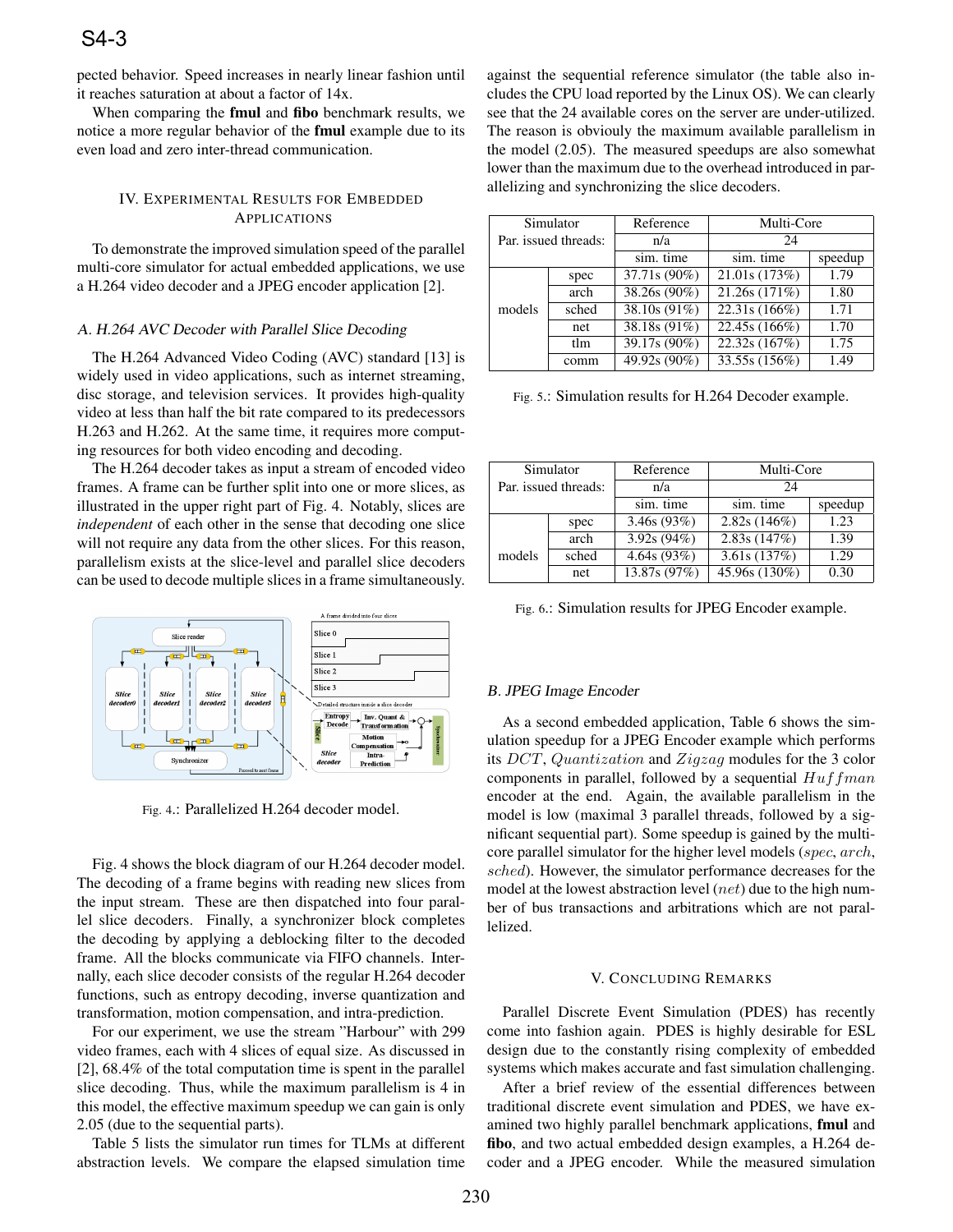pected behavior. Speed increases in nearly linear fashion until it reaches saturation at about a factor of 14x.

When comparing the **fmul** and **fibo** benchmark results, we notice a more regular behavior of the **fmul** example due to its even load and zero inter-thread communication.

## IV. Experimental Results for Embedded Applications

To demonstrate the improved simulation speed of the parallel multi-core simulator for actual embedded applications, we use a H.264 video decoder and a JPEG encoder application [2].

### *A. H.264 AVC Decoder with Parallel Slice Decoding*

The H.264 Advanced Video Coding (AVC) standard [13] is widely used in video applications, such as internet streaming, disc storage, and television services. It provides high-quality video at less than half the bit rate compared to its predecessors H.263 and H.262. At the same time, it requires more computing resources for both video encoding and decoding.

The H.264 decoder takes as input a stream of encoded video frames. A frame can be further split into one or more slices, as illustrated in the upper right part of Fig. 4. Notably, slices are *independent* of each other in the sense that decoding one slice will not require any data from the other slices. For this reason, parallelism exists at the slice-level and parallel slice decoders can be used to decode multiple slices in a frame simultaneously.

Fig. 4.: Parallelized H.264 decoder model.

Fig. 4 shows the block diagram of our H.264 decoder model. The decoding of a frame begins with reading new slices from the input stream. These are then dispatched into four parallel slice decoders. Finally, a synchronizer block completes the decoding by applying a deblocking filter to the decoded frame. All the blocks communicate via FIFO channels. Internally, each slice decoder consists of the regular H.264 decoder functions, such as entropy decoding, inverse quantization and transformation, motion compensation, and intra-prediction.

For our experiment, we use the stream "Harbour" with 299 video frames, each with 4 slices of equal size. As discussed in [2], 68.4% of the total computation time is spent in the parallel slice decoding. Thus, while the maximum parallelism is 4 in this model, the effective maximum speedup we can gain is only 2.05 (due to the sequential parts).

Table 5 lists the simulator run times for TLMs at different abstraction levels. We compare the elapsed simulation time against the sequential reference simulator (the table also includes the CPU load reported by the Linux OS). We can clearly see that the 24 available cores on the server are under-utilized. The reason is obvioulsy the maximum available parallelism in the model (2.05). The measured speedups are also somewhat lower than the maximum due to the overhead introduced in parallelizing and synchronizing the slice decoders.

| Simulator | | Reference | Multi-Core | |
|---|---|---|---|---|
| Par. issued threads: | | n/a | 24 | |
| | | sim. time | sim. time | speedup |
| models | spec | 37.71s (90%) | 21.01s (173%) | 1.79 |
| | arch | 38.26s (90%) | 21.26s (171%) | 1.80 |
| | sched | 38.10s (91%) | 22.31s (166%) | 1.71 |
| | net | 38.18s (91%) | 22.45s (166%) | 1.70 |
| | tlm | 39.17s (90%) | 22.32s (167%) | 1.75 |
| | comm | 49.92s (90%) | 33.55s (156%) | 1.49 |

Fig. 5.: Simulation results for H.264 Decoder example.

| Simulator | | Reference | Multi-Core | |
|---|---|---|---|---|
| Par. issued threads: | | n/a | 24 | |
| | | sim. time | sim. time | speedup |
| models | spec | 3.46s (93%) | 2.82s (146%) | 1.23 |
| | arch | 3.92s (94%) | 2.83s (147%) | 1.39 |
| | sched | 4.64s (93%) | 3.61s (137%) | 1.29 |
| | net | 13.87s (97%) | 45.96s (130%) | 0.30 |

Fig. 6.: Simulation results for JPEG Encoder example.

### *B. JPEG Image Encoder*

As a second embedded application, Table 6 shows the simulation speedup for a JPEG Encoder example which performs its $DCT$, $Quantization$ and $Zigzag$ modules for the 3 color components in parallel, followed by a sequential $Huffman$ encoder at the end. Again, the available parallelism in the model is low (maximal 3 parallel threads, followed by a significant sequential part). Some speedup is gained by the multi-core parallel simulator for the higher level models ($spec$, $arch$, $sched$). However, the simulator performance decreases for the model at the lowest abstraction level ($net$) due to the high number of bus transactions and arbitrations which are not parallelized.

## V. Concluding Remarks

Parallel Discrete Event Simulation (PDES) has recently come into fashion again. PDES is highly desirable for ESL design due to the constantly rising complexity of embedded systems which makes accurate and fast simulation challenging.

After a brief review of the essential differences between traditional discrete event simulation and PDES, we have examined two highly parallel benchmark applications, **fmul** and **fibo**, and two actual embedded design examples, a H.264 decoder and a JPEG encoder. While the measured simulation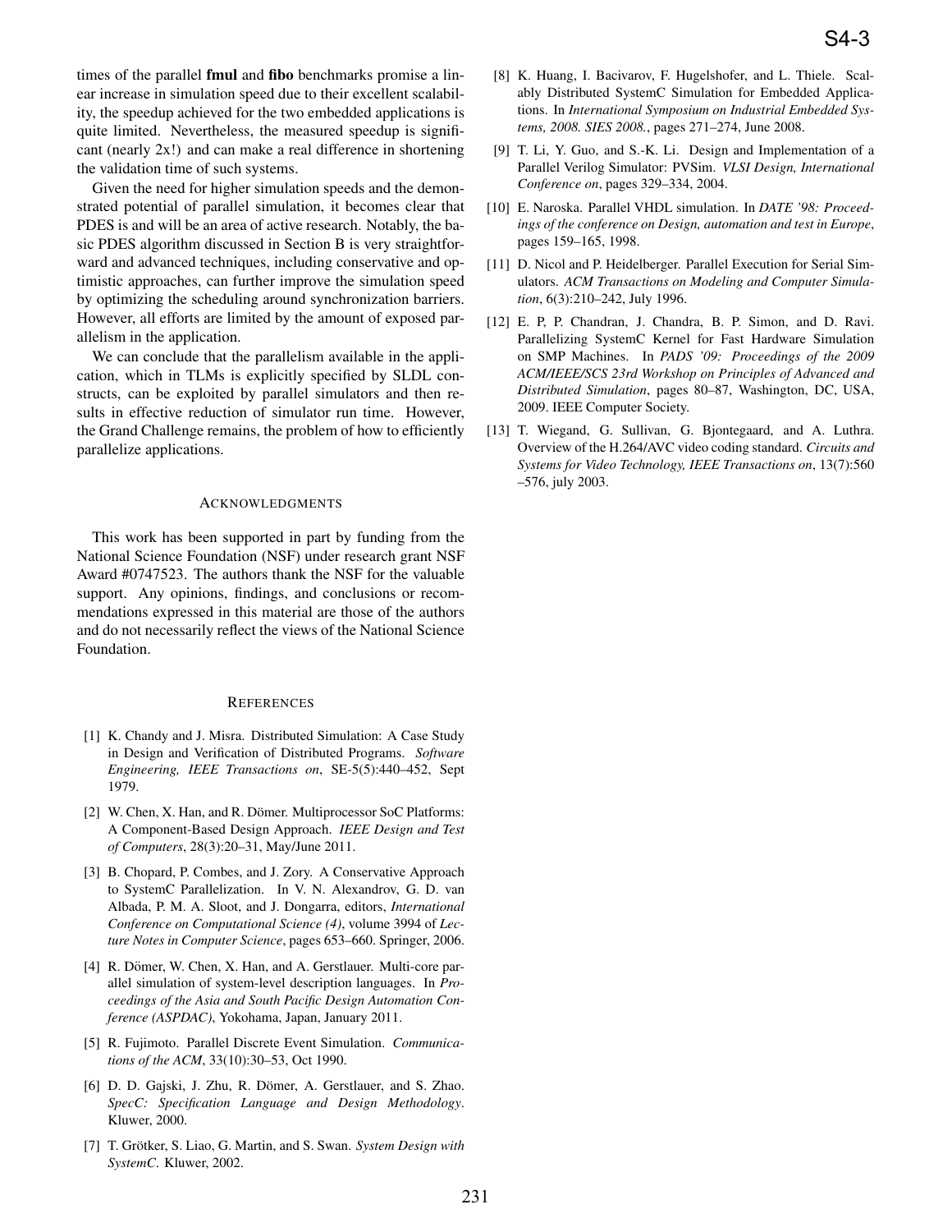times of the parallel **fmul** and **fibo** benchmarks promise a linear increase in simulation speed due to their excellent scalability, the speedup achieved for the two embedded applications is quite limited. Nevertheless, the measured speedup is significant (nearly 2x!) and can make a real difference in shortening the validation time of such systems.

Given the need for higher simulation speeds and the demonstrated potential of parallel simulation, it becomes clear that PDES is and will be an area of active research. Notably, the basic PDES algorithm discussed in Section B is very straightforward and advanced techniques, including conservative and optimistic approaches, can further improve the simulation speed by optimizing the scheduling around synchronization barriers. However, all efforts are limited by the amount of exposed parallelism in the application.

We can conclude that the parallelism available in the application, which in TLMs is explicitly specified by SLDL constructs, can be exploited by parallel simulators and then results in effective reduction of simulator run time. However, the Grand Challenge remains, the problem of how to efficiently parallelize applications.

## Acknowledgments

This work has been supported in part by funding from the National Science Foundation (NSF) under research grant NSF Award #0747523. The authors thank the NSF for the valuable support. Any opinions, findings, and conclusions or recommendations expressed in this material are those of the authors and do not necessarily reflect the views of the National Science Foundation.

## References

[1] K. Chandy and J. Misra. Distributed Simulation: A Case Study in Design and Verification of Distributed Programs. *Software Engineering, IEEE Transactions on*, SE-5(5):440–452, Sept 1979.

[2] W. Chen, X. Han, and R. Dömer. Multiprocessor SoC Platforms: A Component-Based Design Approach. *IEEE Design and Test of Computers*, 28(3):20–31, May/June 2011.

[3] B. Chopard, P. Combes, and J. Zory. A Conservative Approach to SystemC Parallelization. In V. N. Alexandrov, G. D. van Albada, P. M. A. Sloot, and J. Dongarra, editors, *International Conference on Computational Science (4)*, volume 3994 of *Lecture Notes in Computer Science*, pages 653–660. Springer, 2006.

[4] R. Dömer, W. Chen, X. Han, and A. Gerstlauer. Multi-core parallel simulation of system-level description languages. In *Proceedings of the Asia and South Pacific Design Automation Conference (ASPDAC)*, Yokohama, Japan, January 2011.

[5] R. Fujimoto. Parallel Discrete Event Simulation. *Communications of the ACM*, 33(10):30–53, Oct 1990.

[6] D. D. Gajski, J. Zhu, R. Dömer, A. Gerstlauer, and S. Zhao. *SpecC: Specification Language and Design Methodology*. Kluwer, 2000.

[7] T. Grötker, S. Liao, G. Martin, and S. Swan. *System Design with SystemC*. Kluwer, 2002.

[8] K. Huang, I. Bacivarov, F. Hugelshofer, and L. Thiele. Scalably Distributed SystemC Simulation for Embedded Applications. In *International Symposium on Industrial Embedded Systems, 2008. SIES 2008.*, pages 271–274, June 2008.

[9] T. Li, Y. Guo, and S.-K. Li. Design and Implementation of a Parallel Verilog Simulator: PVSim. *VLSI Design, International Conference on*, pages 329–334, 2004.

[10] E. Naroska. Parallel VHDL simulation. In *DATE '98: Proceedings of the conference on Design, automation and test in Europe*, pages 159–165, 1998.

[11] D. Nicol and P. Heidelberger. Parallel Execution for Serial Simulators. *ACM Transactions on Modeling and Computer Simulation*, 6(3):210–242, July 1996.

[12] E. P, P. Chandran, J. Chandra, B. P. Simon, and D. Ravi. Parallelizing SystemC Kernel for Fast Hardware Simulation on SMP Machines. In *PADS '09: Proceedings of the 2009 ACM/IEEE/SCS 23rd Workshop on Principles of Advanced and Distributed Simulation*, pages 80–87, Washington, DC, USA, 2009. IEEE Computer Society.

[13] T. Wiegand, G. Sullivan, G. Bjontegaard, and A. Luthra. Overview of the H.264/AVC video coding standard. *Circuits and Systems for Video Technology, IEEE Transactions on*, 13(7):560–576, july 2003.